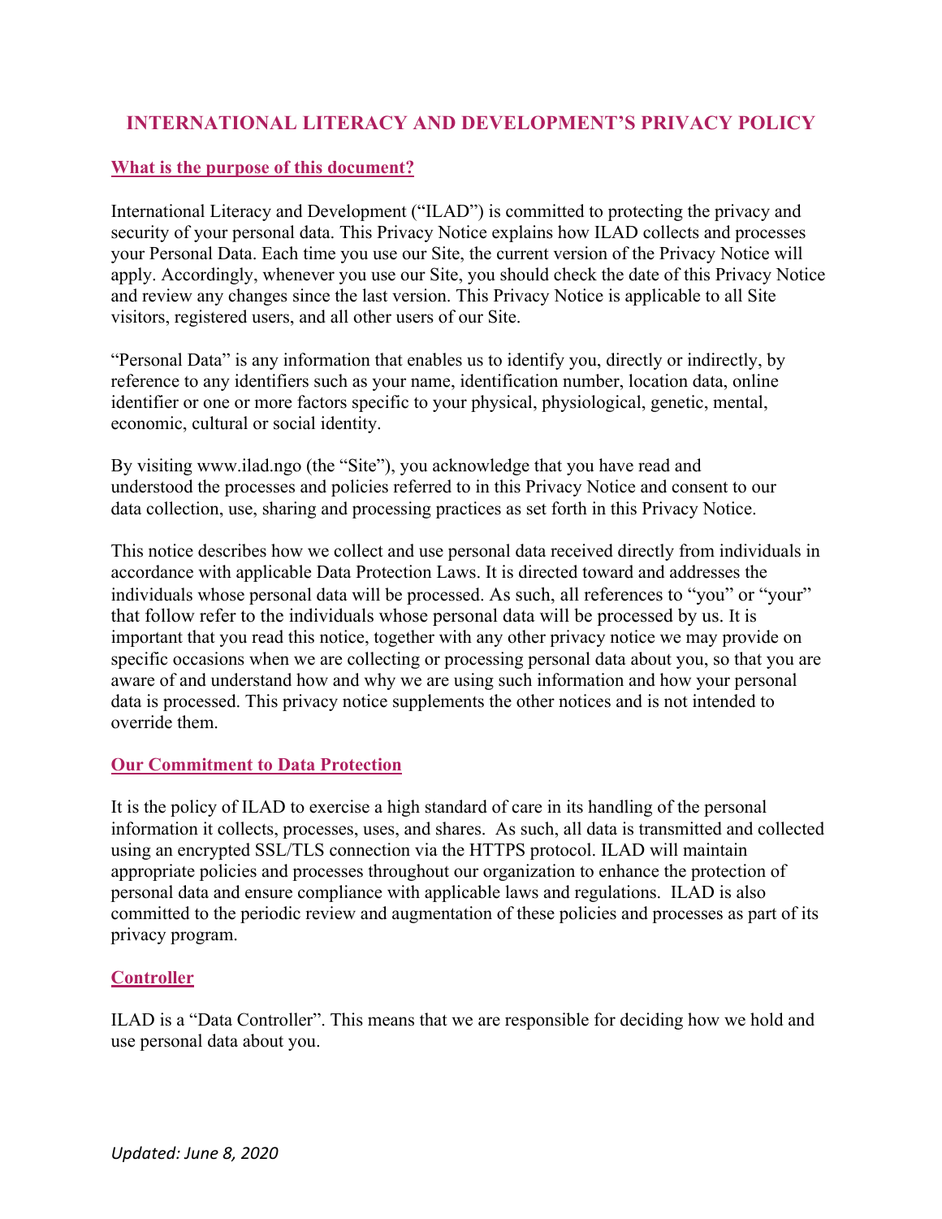# INTERNATIONAL LITERACY AND DEVELOPMENT'S PRIVACY POLICY

## What is the purpose of this document?

International Literacy and Development ("ILAD") is committed to protecting the privacy and security of your personal data. This Privacy Notice explains how ILAD collects and processes your Personal Data. Each time you use our Site, the current version of the Privacy Notice will apply. Accordingly, whenever you use our Site, you should check the date of this Privacy Notice and review any changes since the last version. This Privacy Notice is applicable to all Site visitors, registered users, and all other users of our Site.

"Personal Data" is any information that enables us to identify you, directly or indirectly, by reference to any identifiers such as your name, identification number, location data, online identifier or one or more factors specific to your physical, physiological, genetic, mental, economic, cultural or social identity.

By visiting www.ilad.ngo (the "Site"), you acknowledge that you have read and understood the processes and policies referred to in this Privacy Notice and consent to our data collection, use, sharing and processing practices as set forth in this Privacy Notice.

This notice describes how we collect and use personal data received directly from individuals in accordance with applicable Data Protection Laws. It is directed toward and addresses the individuals whose personal data will be processed. As such, all references to "you" or "your" that follow refer to the individuals whose personal data will be processed by us. It is important that you read this notice, together with any other privacy notice we may provide on specific occasions when we are collecting or processing personal data about you, so that you are aware of and understand how and why we are using such information and how your personal data is processed. This privacy notice supplements the other notices and is not intended to override them.

## Our Commitment to Data Protection

It is the policy of ILAD to exercise a high standard of care in its handling of the personal information it collects, processes, uses, and shares. As such, all data is transmitted and collected using an encrypted SSL/TLS connection via the HTTPS protocol. ILAD will maintain appropriate policies and processes throughout our organization to enhance the protection of personal data and ensure compliance with applicable laws and regulations. ILAD is also committed to the periodic review and augmentation of these policies and processes as part of its privacy program.

## Controller

ILAD is a "Data Controller". This means that we are responsible for deciding how we hold and use personal data about you.

*Updated: June 8, 2020*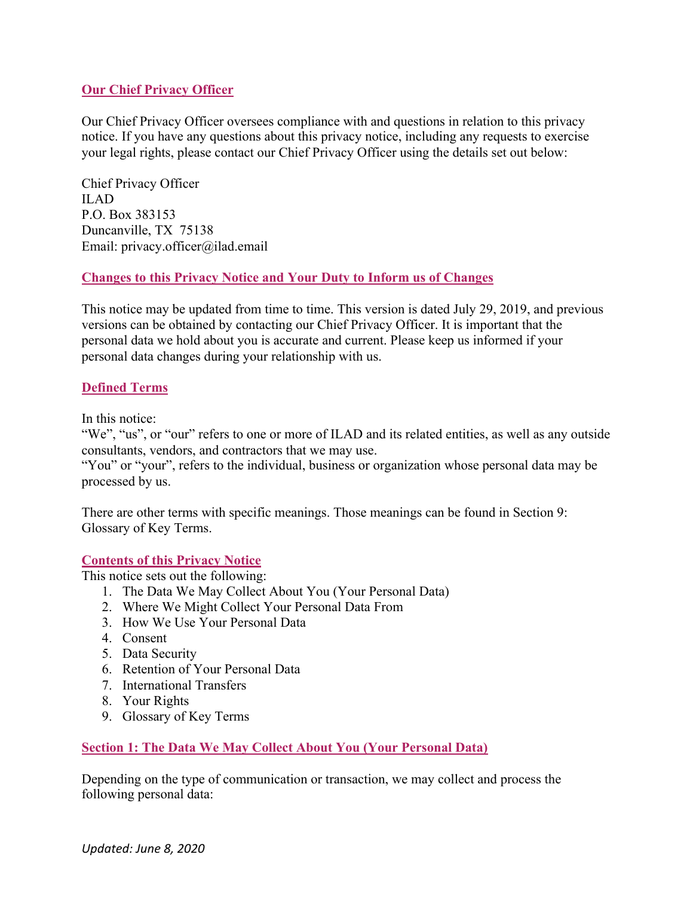## Our Chief Privacy Officer

Our Chief Privacy Officer oversees compliance with and questions in relation to this privacy notice. If you have any questions about this privacy notice, including any requests to exercise your legal rights, please contact our Chief Privacy Officer using the details set out below:

Chief Privacy Officer
ILAD
P.O. Box 383153
Duncanville, TX 75138
Email: privacy.officer@ilad.email

## Changes to this Privacy Notice and Your Duty to Inform us of Changes

This notice may be updated from time to time. This version is dated July 29, 2019, and previous versions can be obtained by contacting our Chief Privacy Officer. It is important that the personal data we hold about you is accurate and current. Please keep us informed if your personal data changes during your relationship with us.

## Defined Terms

In this notice:
"We", "us", or "our" refers to one or more of ILAD and its related entities, as well as any outside consultants, vendors, and contractors that we may use.
"You" or "your", refers to the individual, business or organization whose personal data may be processed by us.

There are other terms with specific meanings. Those meanings can be found in Section 9: Glossary of Key Terms.

## Contents of this Privacy Notice

This notice sets out the following:

1. The Data We May Collect About You (Your Personal Data)
2. Where We Might Collect Your Personal Data From
3. How We Use Your Personal Data
4. Consent
5. Data Security
6. Retention of Your Personal Data
7. International Transfers
8. Your Rights
9. Glossary of Key Terms

## Section 1: The Data We May Collect About You (Your Personal Data)

Depending on the type of communication or transaction, we may collect and process the following personal data: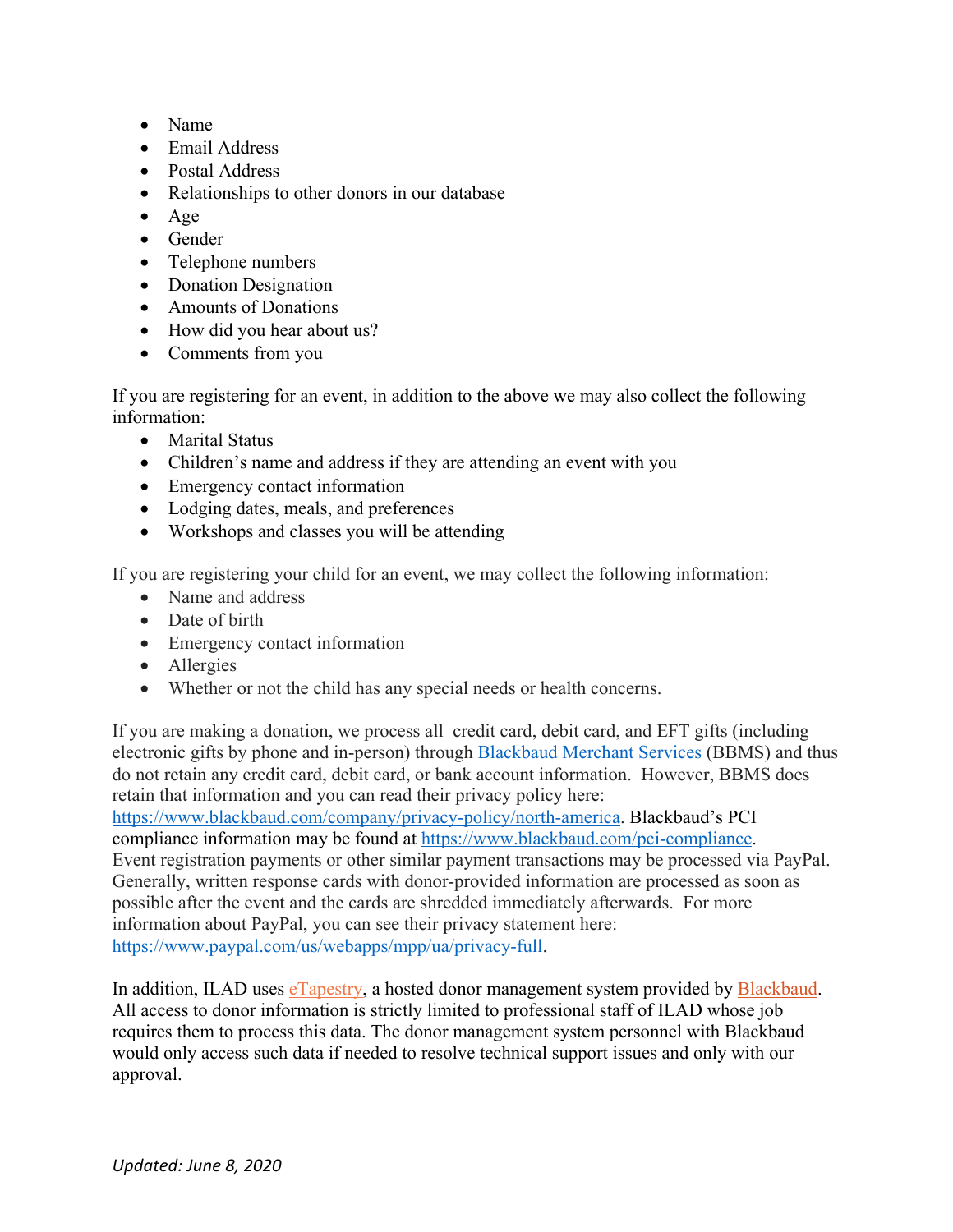- Name
- Email Address
- Postal Address
- Relationships to other donors in our database
- Age
- Gender
- Telephone numbers
- Donation Designation
- Amounts of Donations
- How did you hear about us?
- Comments from you

If you are registering for an event, in addition to the above we may also collect the following information:

- Marital Status
- Children's name and address if they are attending an event with you
- Emergency contact information
- Lodging dates, meals, and preferences
- Workshops and classes you will be attending

If you are registering your child for an event, we may collect the following information:

- Name and address
- Date of birth
- Emergency contact information
- Allergies
- Whether or not the child has any special needs or health concerns.

If you are making a donation, we process all credit card, debit card, and EFT gifts (including electronic gifts by phone and in-person) through Blackbaud Merchant Services (BBMS) and thus do not retain any credit card, debit card, or bank account information. However, BBMS does retain that information and you can read their privacy policy here: https://www.blackbaud.com/company/privacy-policy/north-america. Blackbaud's PCI compliance information may be found at https://www.blackbaud.com/pci-compliance. Event registration payments or other similar payment transactions may be processed via PayPal. Generally, written response cards with donor-provided information are processed as soon as possible after the event and the cards are shredded immediately afterwards. For more information about PayPal, you can see their privacy statement here: https://www.paypal.com/us/webapps/mpp/ua/privacy-full.

In addition, ILAD uses eTapestry, a hosted donor management system provided by Blackbaud. All access to donor information is strictly limited to professional staff of ILAD whose job requires them to process this data. The donor management system personnel with Blackbaud would only access such data if needed to resolve technical support issues and only with our approval.

*Updated: June 8, 2020*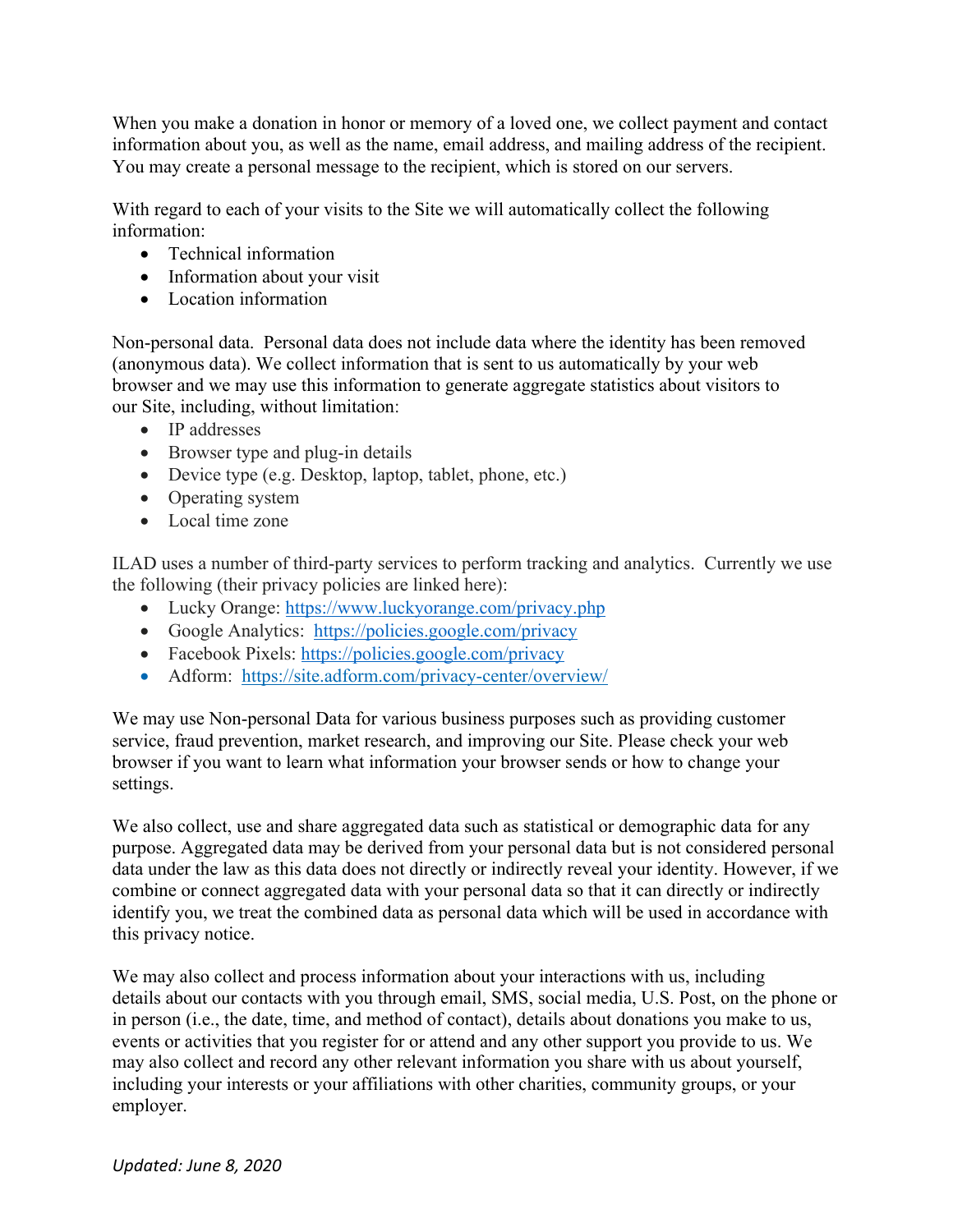When you make a donation in honor or memory of a loved one, we collect payment and contact information about you, as well as the name, email address, and mailing address of the recipient. You may create a personal message to the recipient, which is stored on our servers.

With regard to each of your visits to the Site we will automatically collect the following information:

- Technical information
- Information about your visit
- Location information

Non-personal data. Personal data does not include data where the identity has been removed (anonymous data). We collect information that is sent to us automatically by your web browser and we may use this information to generate aggregate statistics about visitors to our Site, including, without limitation:

- IP addresses
- Browser type and plug-in details
- Device type (e.g. Desktop, laptop, tablet, phone, etc.)
- Operating system
- Local time zone

ILAD uses a number of third-party services to perform tracking and analytics. Currently we use the following (their privacy policies are linked here):

- Lucky Orange: https://www.luckyorange.com/privacy.php
- Google Analytics: https://policies.google.com/privacy
- Facebook Pixels: https://policies.google.com/privacy
- Adform: https://site.adform.com/privacy-center/overview/

We may use Non-personal Data for various business purposes such as providing customer service, fraud prevention, market research, and improving our Site. Please check your web browser if you want to learn what information your browser sends or how to change your settings.

We also collect, use and share aggregated data such as statistical or demographic data for any purpose. Aggregated data may be derived from your personal data but is not considered personal data under the law as this data does not directly or indirectly reveal your identity. However, if we combine or connect aggregated data with your personal data so that it can directly or indirectly identify you, we treat the combined data as personal data which will be used in accordance with this privacy notice.

We may also collect and process information about your interactions with us, including details about our contacts with you through email, SMS, social media, U.S. Post, on the phone or in person (i.e., the date, time, and method of contact), details about donations you make to us, events or activities that you register for or attend and any other support you provide to us. We may also collect and record any other relevant information you share with us about yourself, including your interests or your affiliations with other charities, community groups, or your employer.

*Updated: June 8, 2020*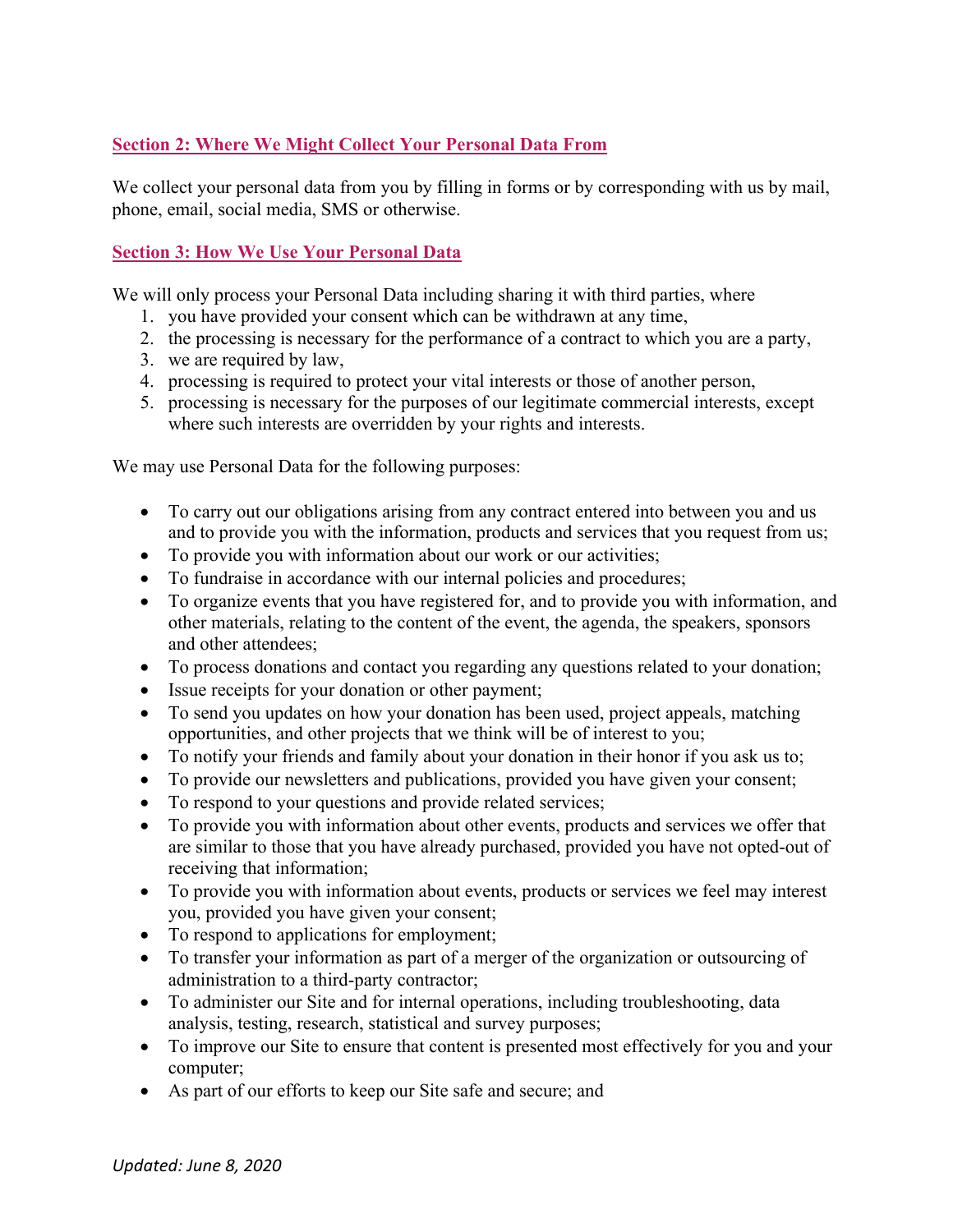## Section 2: Where We Might Collect Your Personal Data From

We collect your personal data from you by filling in forms or by corresponding with us by mail, phone, email, social media, SMS or otherwise.

## Section 3: How We Use Your Personal Data

We will only process your Personal Data including sharing it with third parties, where

1. you have provided your consent which can be withdrawn at any time,
2. the processing is necessary for the performance of a contract to which you are a party,
3. we are required by law,
4. processing is required to protect your vital interests or those of another person,
5. processing is necessary for the purposes of our legitimate commercial interests, except where such interests are overridden by your rights and interests.

We may use Personal Data for the following purposes:

- To carry out our obligations arising from any contract entered into between you and us and to provide you with the information, products and services that you request from us;
- To provide you with information about our work or our activities;
- To fundraise in accordance with our internal policies and procedures;
- To organize events that you have registered for, and to provide you with information, and other materials, relating to the content of the event, the agenda, the speakers, sponsors and other attendees;
- To process donations and contact you regarding any questions related to your donation;
- Issue receipts for your donation or other payment;
- To send you updates on how your donation has been used, project appeals, matching opportunities, and other projects that we think will be of interest to you;
- To notify your friends and family about your donation in their honor if you ask us to;
- To provide our newsletters and publications, provided you have given your consent;
- To respond to your questions and provide related services;
- To provide you with information about other events, products and services we offer that are similar to those that you have already purchased, provided you have not opted-out of receiving that information;
- To provide you with information about events, products or services we feel may interest you, provided you have given your consent;
- To respond to applications for employment;
- To transfer your information as part of a merger of the organization or outsourcing of administration to a third-party contractor;
- To administer our Site and for internal operations, including troubleshooting, data analysis, testing, research, statistical and survey purposes;
- To improve our Site to ensure that content is presented most effectively for you and your computer;
- As part of our efforts to keep our Site safe and secure; and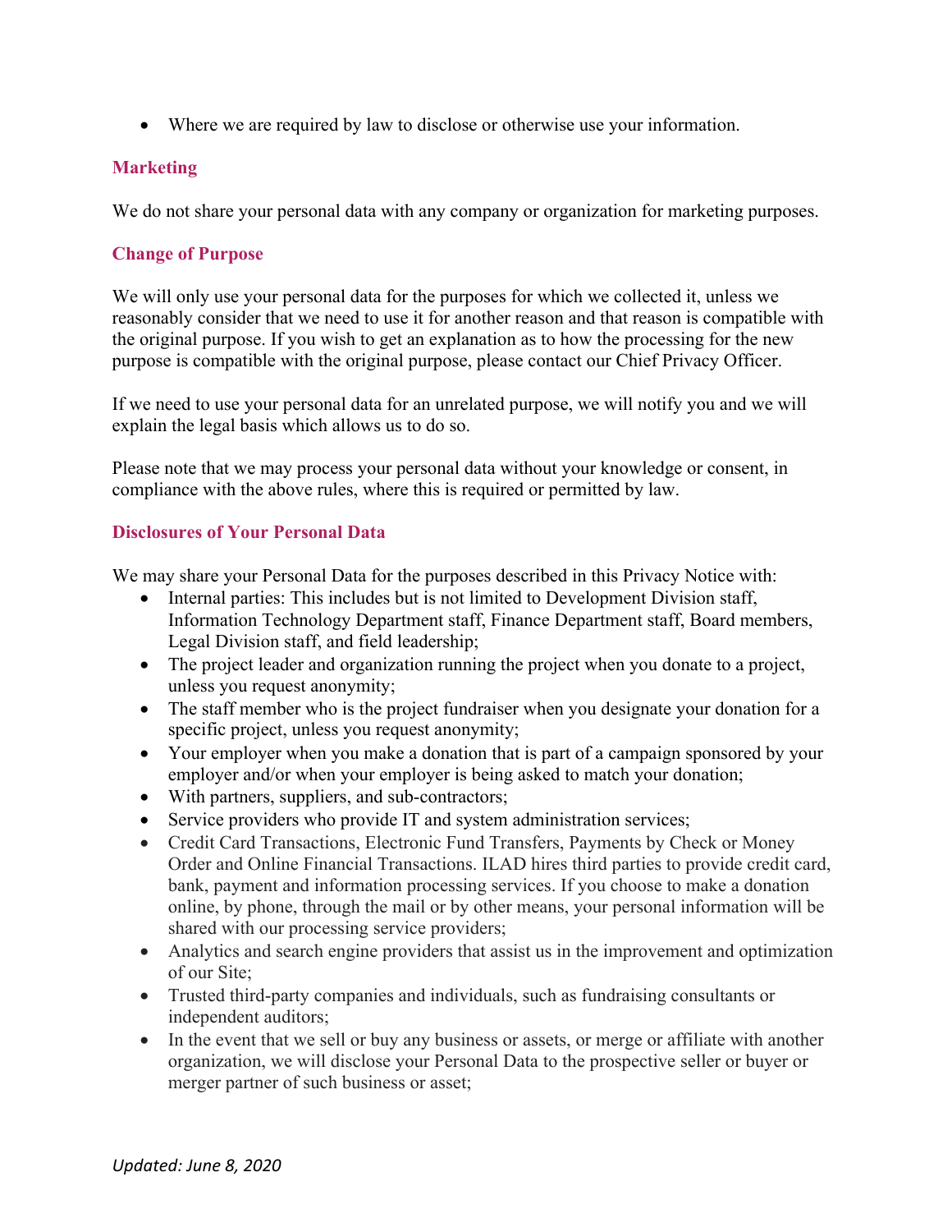- Where we are required by law to disclose or otherwise use your information.

### Marketing

We do not share your personal data with any company or organization for marketing purposes.

### Change of Purpose

We will only use your personal data for the purposes for which we collected it, unless we reasonably consider that we need to use it for another reason and that reason is compatible with the original purpose. If you wish to get an explanation as to how the processing for the new purpose is compatible with the original purpose, please contact our Chief Privacy Officer.

If we need to use your personal data for an unrelated purpose, we will notify you and we will explain the legal basis which allows us to do so.

Please note that we may process your personal data without your knowledge or consent, in compliance with the above rules, where this is required or permitted by law.

### Disclosures of Your Personal Data

We may share your Personal Data for the purposes described in this Privacy Notice with:

- Internal parties: This includes but is not limited to Development Division staff, Information Technology Department staff, Finance Department staff, Board members, Legal Division staff, and field leadership;
- The project leader and organization running the project when you donate to a project, unless you request anonymity;
- The staff member who is the project fundraiser when you designate your donation for a specific project, unless you request anonymity;
- Your employer when you make a donation that is part of a campaign sponsored by your employer and/or when your employer is being asked to match your donation;
- With partners, suppliers, and sub-contractors;
- Service providers who provide IT and system administration services;
- Credit Card Transactions, Electronic Fund Transfers, Payments by Check or Money Order and Online Financial Transactions. ILAD hires third parties to provide credit card, bank, payment and information processing services. If you choose to make a donation online, by phone, through the mail or by other means, your personal information will be shared with our processing service providers;
- Analytics and search engine providers that assist us in the improvement and optimization of our Site;
- Trusted third-party companies and individuals, such as fundraising consultants or independent auditors;
- In the event that we sell or buy any business or assets, or merge or affiliate with another organization, we will disclose your Personal Data to the prospective seller or buyer or merger partner of such business or asset;

*Updated: June 8, 2020*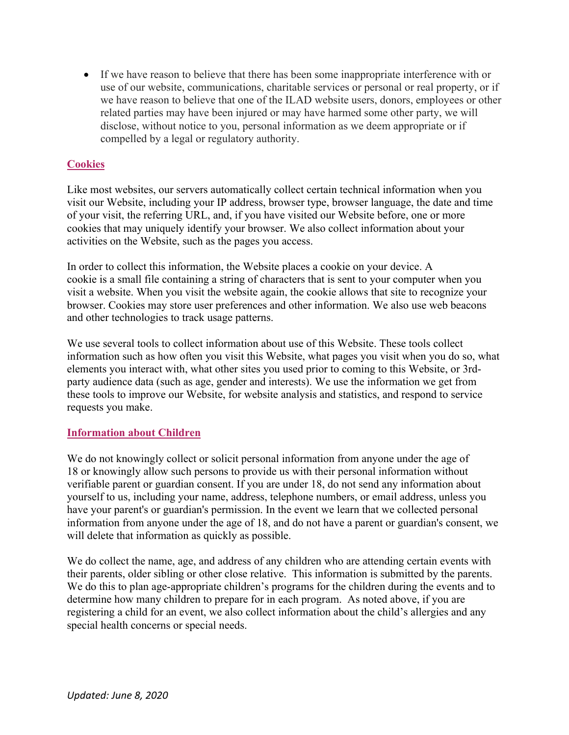- If we have reason to believe that there has been some inappropriate interference with or use of our website, communications, charitable services or personal or real property, or if we have reason to believe that one of the ILAD website users, donors, employees or other related parties may have been injured or may have harmed some other party, we will disclose, without notice to you, personal information as we deem appropriate or if compelled by a legal or regulatory authority.

## Cookies

Like most websites, our servers automatically collect certain technical information when you visit our Website, including your IP address, browser type, browser language, the date and time of your visit, the referring URL, and, if you have visited our Website before, one or more cookies that may uniquely identify your browser. We also collect information about your activities on the Website, such as the pages you access.

In order to collect this information, the Website places a cookie on your device. A cookie is a small file containing a string of characters that is sent to your computer when you visit a website. When you visit the website again, the cookie allows that site to recognize your browser. Cookies may store user preferences and other information. We also use web beacons and other technologies to track usage patterns.

We use several tools to collect information about use of this Website. These tools collect information such as how often you visit this Website, what pages you visit when you do so, what elements you interact with, what other sites you used prior to coming to this Website, or 3rd-party audience data (such as age, gender and interests). We use the information we get from these tools to improve our Website, for website analysis and statistics, and respond to service requests you make.

## Information about Children

We do not knowingly collect or solicit personal information from anyone under the age of 18 or knowingly allow such persons to provide us with their personal information without verifiable parent or guardian consent. If you are under 18, do not send any information about yourself to us, including your name, address, telephone numbers, or email address, unless you have your parent's or guardian's permission. In the event we learn that we collected personal information from anyone under the age of 18, and do not have a parent or guardian's consent, we will delete that information as quickly as possible.

We do collect the name, age, and address of any children who are attending certain events with their parents, older sibling or other close relative. This information is submitted by the parents. We do this to plan age-appropriate children's programs for the children during the events and to determine how many children to prepare for in each program. As noted above, if you are registering a child for an event, we also collect information about the child's allergies and any special health concerns or special needs.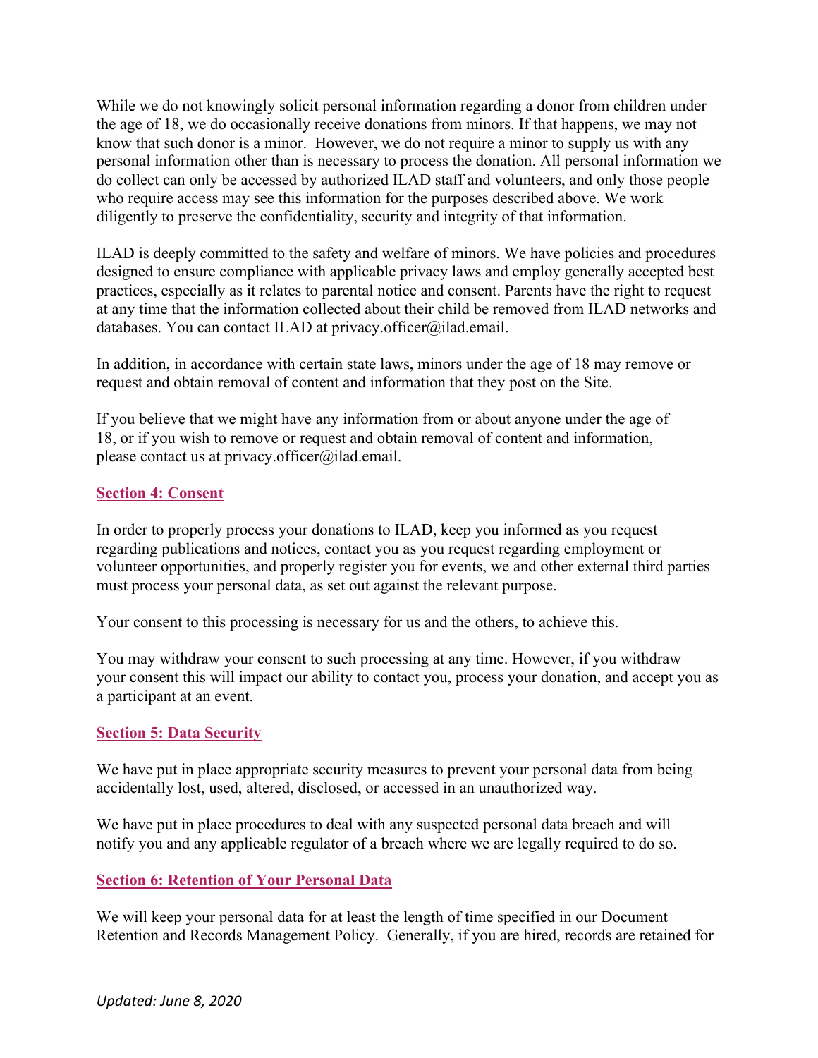While we do not knowingly solicit personal information regarding a donor from children under the age of 18, we do occasionally receive donations from minors. If that happens, we may not know that such donor is a minor. However, we do not require a minor to supply us with any personal information other than is necessary to process the donation. All personal information we do collect can only be accessed by authorized ILAD staff and volunteers, and only those people who require access may see this information for the purposes described above. We work diligently to preserve the confidentiality, security and integrity of that information.

ILAD is deeply committed to the safety and welfare of minors. We have policies and procedures designed to ensure compliance with applicable privacy laws and employ generally accepted best practices, especially as it relates to parental notice and consent. Parents have the right to request at any time that the information collected about their child be removed from ILAD networks and databases. You can contact ILAD at privacy.officer@ilad.email.

In addition, in accordance with certain state laws, minors under the age of 18 may remove or request and obtain removal of content and information that they post on the Site.

If you believe that we might have any information from or about anyone under the age of 18, or if you wish to remove or request and obtain removal of content and information, please contact us at privacy.officer@ilad.email.

## Section 4: Consent

In order to properly process your donations to ILAD, keep you informed as you request regarding publications and notices, contact you as you request regarding employment or volunteer opportunities, and properly register you for events, we and other external third parties must process your personal data, as set out against the relevant purpose.

Your consent to this processing is necessary for us and the others, to achieve this.

You may withdraw your consent to such processing at any time. However, if you withdraw your consent this will impact our ability to contact you, process your donation, and accept you as a participant at an event.

## Section 5: Data Security

We have put in place appropriate security measures to prevent your personal data from being accidentally lost, used, altered, disclosed, or accessed in an unauthorized way.

We have put in place procedures to deal with any suspected personal data breach and will notify you and any applicable regulator of a breach where we are legally required to do so.

## Section 6: Retention of Your Personal Data

We will keep your personal data for at least the length of time specified in our Document Retention and Records Management Policy. Generally, if you are hired, records are retained for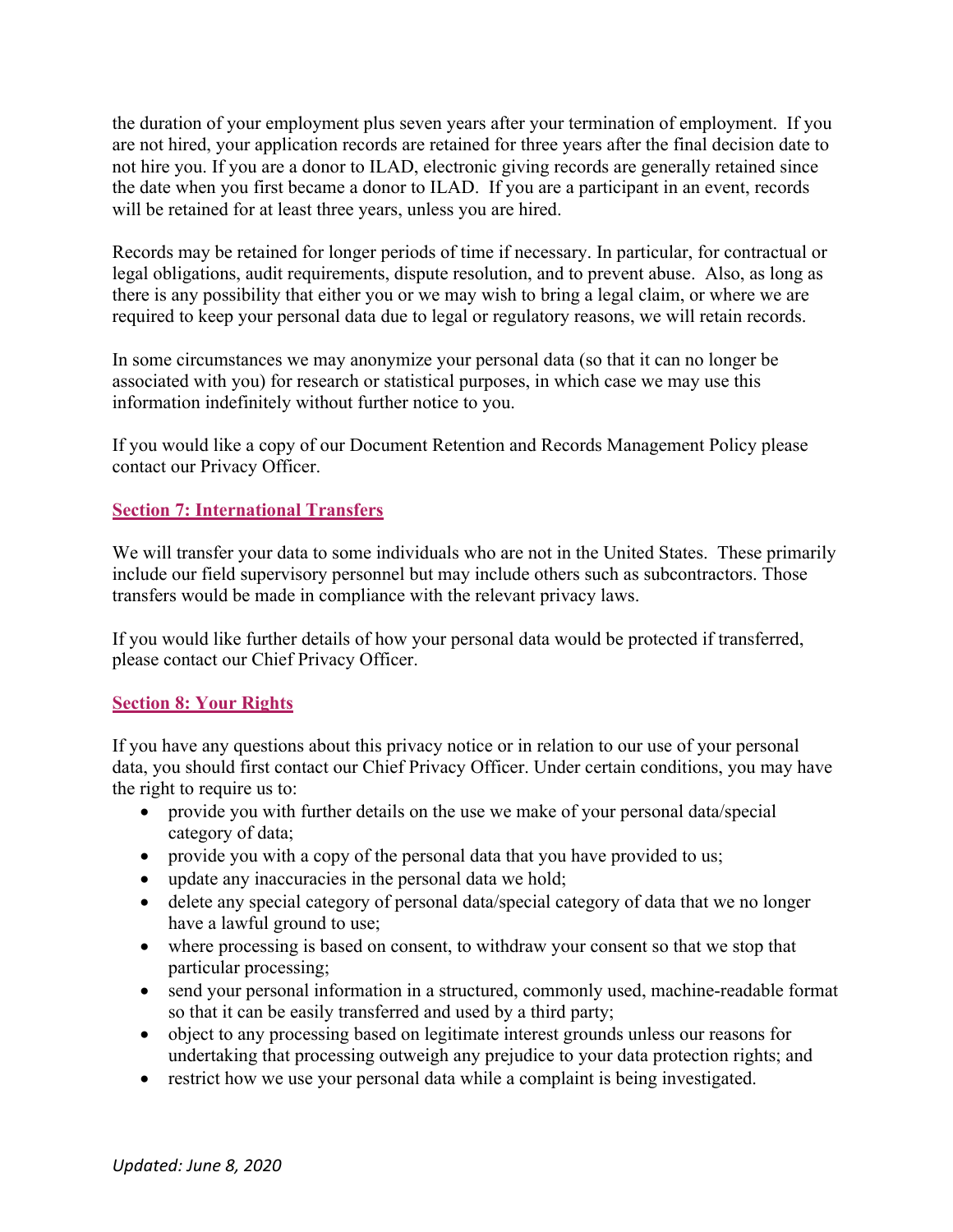the duration of your employment plus seven years after your termination of employment. If you are not hired, your application records are retained for three years after the final decision date to not hire you. If you are a donor to ILAD, electronic giving records are generally retained since the date when you first became a donor to ILAD. If you are a participant in an event, records will be retained for at least three years, unless you are hired.

Records may be retained for longer periods of time if necessary. In particular, for contractual or legal obligations, audit requirements, dispute resolution, and to prevent abuse. Also, as long as there is any possibility that either you or we may wish to bring a legal claim, or where we are required to keep your personal data due to legal or regulatory reasons, we will retain records.

In some circumstances we may anonymize your personal data (so that it can no longer be associated with you) for research or statistical purposes, in which case we may use this information indefinitely without further notice to you.

If you would like a copy of our Document Retention and Records Management Policy please contact our Privacy Officer.

## Section 7: International Transfers

We will transfer your data to some individuals who are not in the United States. These primarily include our field supervisory personnel but may include others such as subcontractors. Those transfers would be made in compliance with the relevant privacy laws.

If you would like further details of how your personal data would be protected if transferred, please contact our Chief Privacy Officer.

## Section 8: Your Rights

If you have any questions about this privacy notice or in relation to our use of your personal data, you should first contact our Chief Privacy Officer. Under certain conditions, you may have the right to require us to:

- provide you with further details on the use we make of your personal data/special category of data;
- provide you with a copy of the personal data that you have provided to us;
- update any inaccuracies in the personal data we hold;
- delete any special category of personal data/special category of data that we no longer have a lawful ground to use;
- where processing is based on consent, to withdraw your consent so that we stop that particular processing;
- send your personal information in a structured, commonly used, machine-readable format so that it can be easily transferred and used by a third party;
- object to any processing based on legitimate interest grounds unless our reasons for undertaking that processing outweigh any prejudice to your data protection rights; and
- restrict how we use your personal data while a complaint is being investigated.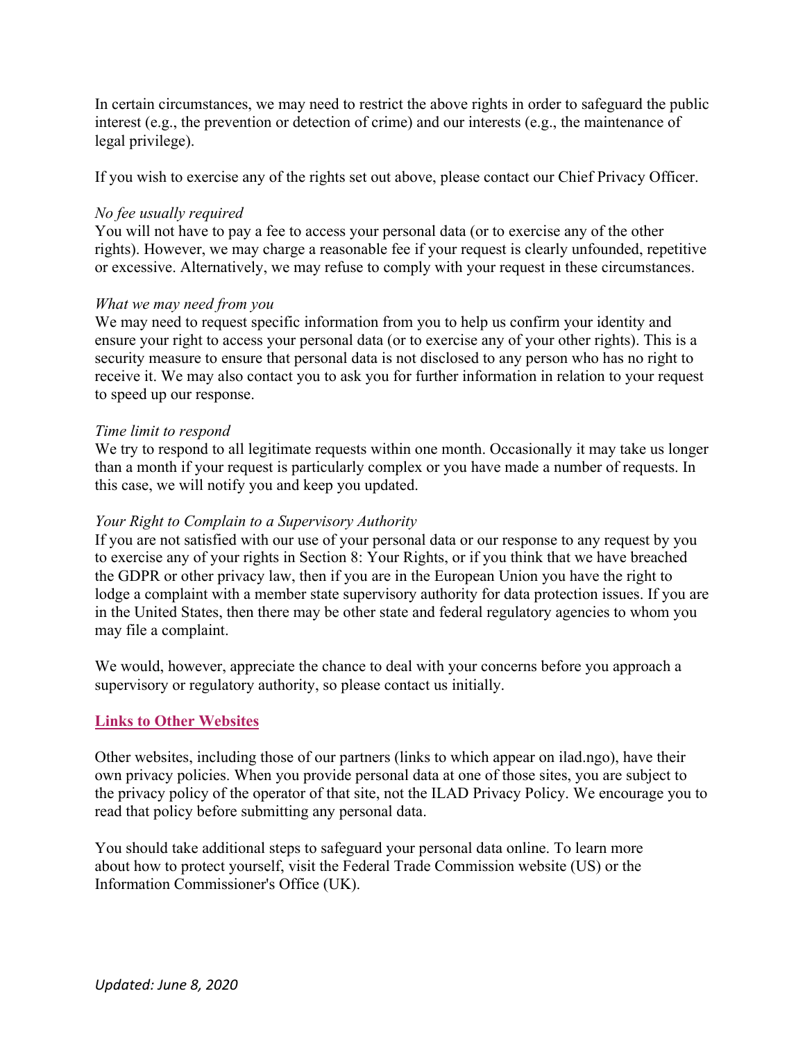In certain circumstances, we may need to restrict the above rights in order to safeguard the public interest (e.g., the prevention or detection of crime) and our interests (e.g., the maintenance of legal privilege).

If you wish to exercise any of the rights set out above, please contact our Chief Privacy Officer.

*No fee usually required*
You will not have to pay a fee to access your personal data (or to exercise any of the other rights). However, we may charge a reasonable fee if your request is clearly unfounded, repetitive or excessive. Alternatively, we may refuse to comply with your request in these circumstances.

*What we may need from you*
We may need to request specific information from you to help us confirm your identity and ensure your right to access your personal data (or to exercise any of your other rights). This is a security measure to ensure that personal data is not disclosed to any person who has no right to receive it. We may also contact you to ask you for further information in relation to your request to speed up our response.

*Time limit to respond*
We try to respond to all legitimate requests within one month. Occasionally it may take us longer than a month if your request is particularly complex or you have made a number of requests. In this case, we will notify you and keep you updated.

*Your Right to Complain to a Supervisory Authority*
If you are not satisfied with our use of your personal data or our response to any request by you to exercise any of your rights in Section 8: Your Rights, or if you think that we have breached the GDPR or other privacy law, then if you are in the European Union you have the right to lodge a complaint with a member state supervisory authority for data protection issues. If you are in the United States, then there may be other state and federal regulatory agencies to whom you may file a complaint.

We would, however, appreciate the chance to deal with your concerns before you approach a supervisory or regulatory authority, so please contact us initially.

## Links to Other Websites

Other websites, including those of our partners (links to which appear on ilad.ngo), have their own privacy policies. When you provide personal data at one of those sites, you are subject to the privacy policy of the operator of that site, not the ILAD Privacy Policy. We encourage you to read that policy before submitting any personal data.

You should take additional steps to safeguard your personal data online. To learn more about how to protect yourself, visit the Federal Trade Commission website (US) or the Information Commissioner's Office (UK).

*Updated: June 8, 2020*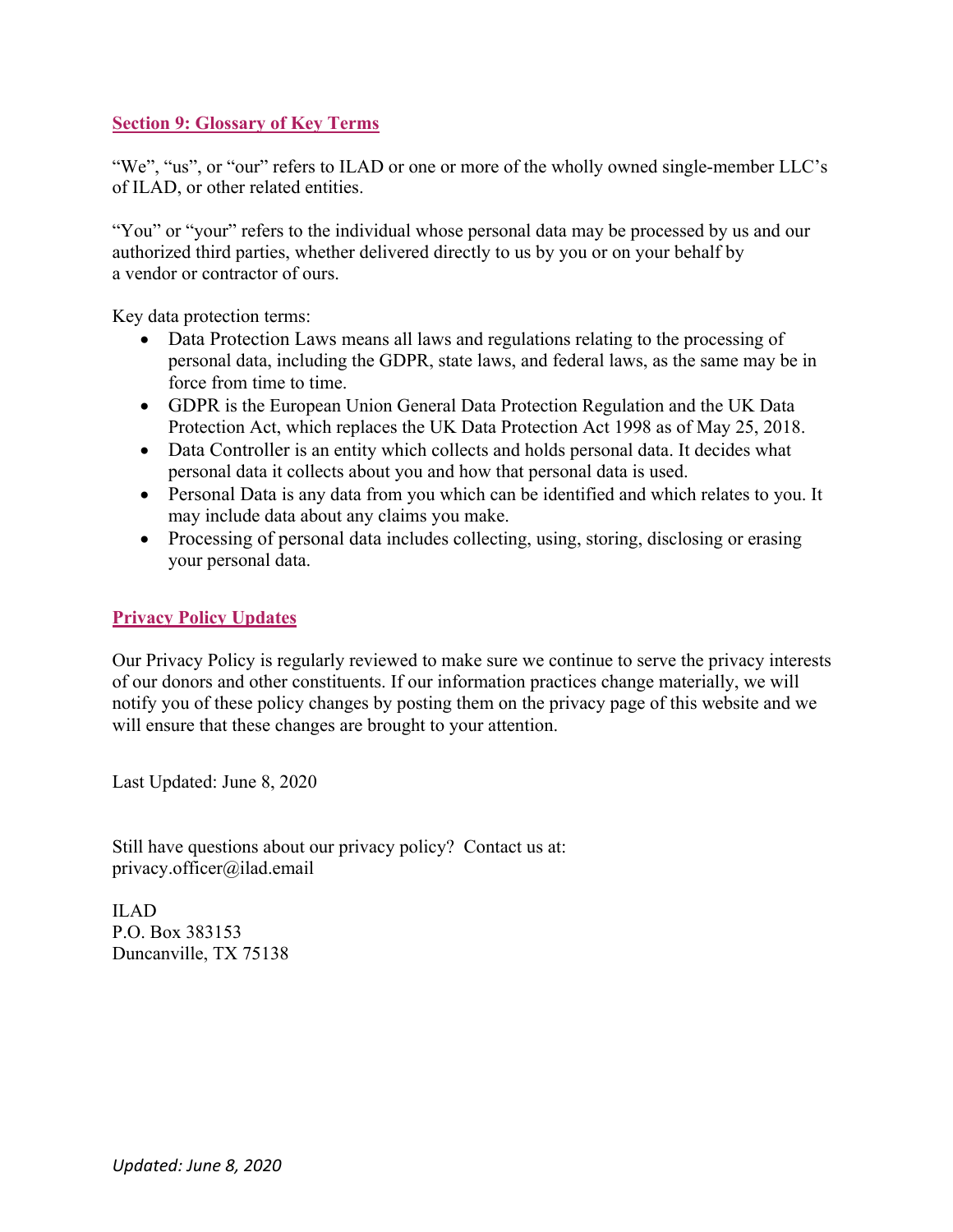## Section 9: Glossary of Key Terms

"We", "us", or "our" refers to ILAD or one or more of the wholly owned single-member LLC's of ILAD, or other related entities.

"You" or "your" refers to the individual whose personal data may be processed by us and our authorized third parties, whether delivered directly to us by you or on your behalf by a vendor or contractor of ours.

Key data protection terms:

- Data Protection Laws means all laws and regulations relating to the processing of personal data, including the GDPR, state laws, and federal laws, as the same may be in force from time to time.
- GDPR is the European Union General Data Protection Regulation and the UK Data Protection Act, which replaces the UK Data Protection Act 1998 as of May 25, 2018.
- Data Controller is an entity which collects and holds personal data. It decides what personal data it collects about you and how that personal data is used.
- Personal Data is any data from you which can be identified and which relates to you. It may include data about any claims you make.
- Processing of personal data includes collecting, using, storing, disclosing or erasing your personal data.

## Privacy Policy Updates

Our Privacy Policy is regularly reviewed to make sure we continue to serve the privacy interests of our donors and other constituents. If our information practices change materially, we will notify you of these policy changes by posting them on the privacy page of this website and we will ensure that these changes are brought to your attention.

Last Updated: June 8, 2020

Still have questions about our privacy policy? Contact us at:
privacy.officer@ilad.email

ILAD
P.O. Box 383153
Duncanville, TX 75138